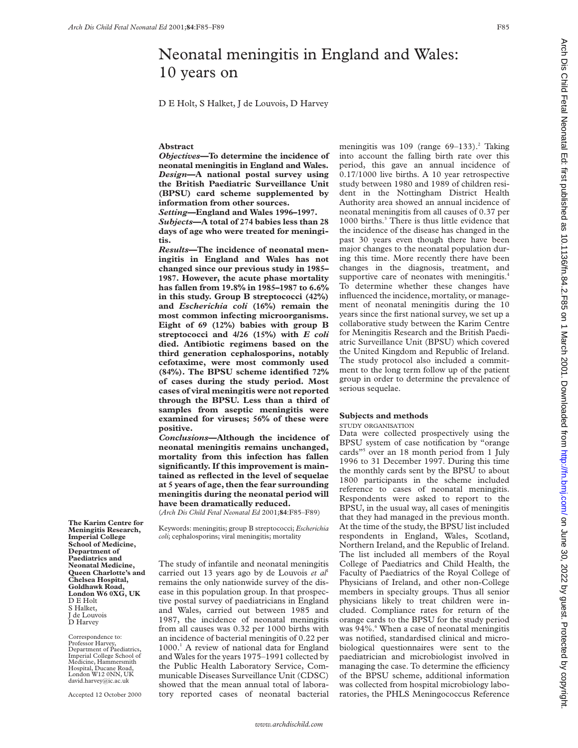# Neonatal meningitis in England and Wales: 10 years on

D E Holt, S Halket, J de Louvois, D Harvey

## Abstract

***Objectives*—To determine the incidence of neonatal meningitis in England and Wales.**

***Design*—A national postal survey using the British Paediatric Surveillance Unit (BPSU) card scheme supplemented by information from other sources.**

***Setting*—England and Wales 1996–1997.**

***Subjects*—A total of 274 babies less than 28 days of age who were treated for meningitis.**

***Results*—The incidence of neonatal meningitis in England and Wales has not changed since our previous study in 1985–1987. However, the acute phase mortality has fallen from 19.8% in 1985–1987 to 6.6% in this study. Group B streptococci (42%) and *Escherichia coli* (16%) remain the most common infecting microorganisms. Eight of 69 (12%) babies with group B streptococci and 4/26 (15%) with *E coli* died. Antibiotic regimens based on the third generation cephalosporins, notably cefotaxime, were most commonly used (84%). The BPSU scheme identified 72% of cases during the study period. Most cases of viral meningitis were not reported through the BPSU. Less than a third of samples from aseptic meningitis were examined for viruses; 56% of these were positive.**

***Conclusions*—Although the incidence of neonatal meningitis remains unchanged, mortality from this infection has fallen significantly. If this improvement is maintained as reflected in the level of sequelae at 5 years of age, then the fear surrounding meningitis during the neonatal period will have been dramatically reduced.**

(*Arch Dis Child Fetal Neonatal Ed* 2001;**84**:F85–F89)

Keywords: meningitis; group B streptococci; *Escherichia coli*; cephalosporins; viral meningitis; mortality

**The Karim Centre for Meningitis Research, Imperial College School of Medicine, Department of Paediatrics and Neonatal Medicine, Queen Charlotte's and Chelsea Hospital, Goldhawk Road, London W6 0XG, UK**
D E Holt
S Halket
J de Louvois
D Harvey

Correspondence to: Professor Harvey, Department of Paediatrics, Imperial College School of Medicine, Hammersmith Hospital, Ducane Road, London W12 0NN, UK
david.harvey@ic.ac.uk

Accepted 12 October 2000

The study of infantile and neonatal meningitis carried out 13 years ago by de Louvois *et al*[1] remains the only nationwide survey of the disease in this population group. In that prospective postal survey of paediatricians in England and Wales, carried out between 1985 and 1987, the incidence of neonatal meningitis from all causes was 0.32 per 1000 births with an incidence of bacterial meningitis of 0.22 per 1000.[1] A review of national data for England and Wales for the years 1975–1991 collected by the Public Health Laboratory Service, Communicable Diseases Surveillance Unit (CDSC) showed that the mean annual total of laboratory reported cases of neonatal bacterial meningitis was 109 (range 69–133).[2] Taking into account the falling birth rate over this period, this gave an annual incidence of 0.17/1000 live births. A 10 year retrospective study between 1980 and 1989 of children resident in the Nottingham District Health Authority area showed an annual incidence of neonatal meningitis from all causes of 0.37 per 1000 births.[3] There is thus little evidence that the incidence of the disease has changed in the past 30 years even though there have been major changes to the neonatal population during this time. More recently there have been changes in the diagnosis, treatment, and supportive care of neonates with meningitis.[4] To determine whether these changes have influenced the incidence, mortality, or management of neonatal meningitis during the 10 years since the first national survey, we set up a collaborative study between the Karim Centre for Meningitis Research and the British Paediatric Surveillance Unit (BPSU) which covered the United Kingdom and Republic of Ireland. The study protocol also included a commitment to the long term follow up of the patient group in order to determine the prevalence of serious sequelae.

## Subjects and methods

### STUDY ORGANISATION

Data were collected prospectively using the BPSU system of case notification by "orange cards"[5] over an 18 month period from 1 July 1996 to 31 December 1997. During this time the monthly cards sent by the BPSU to about 1800 participants in the scheme included reference to cases of neonatal meningitis. Respondents were asked to report to the BPSU, in the usual way, all cases of meningitis that they had managed in the previous month. At the time of the study, the BPSU list included respondents in England, Wales, Scotland, Northern Ireland, and the Republic of Ireland. The list included all members of the Royal College of Paediatrics and Child Health, the Faculty of Paediatrics of the Royal College of Physicians of Ireland, and other non-College members in specialty groups. Thus all senior physicians likely to treat children were included. Compliance rates for return of the orange cards to the BPSU for the study period was 94%.[6] When a case of neonatal meningitis was notified, standardised clinical and microbiological questionnaires were sent to the paediatrician and microbiologist involved in managing the case. To determine the efficiency of the BPSU scheme, additional information was collected from hospital microbiology laboratories, the PHLS Meningococcus Reference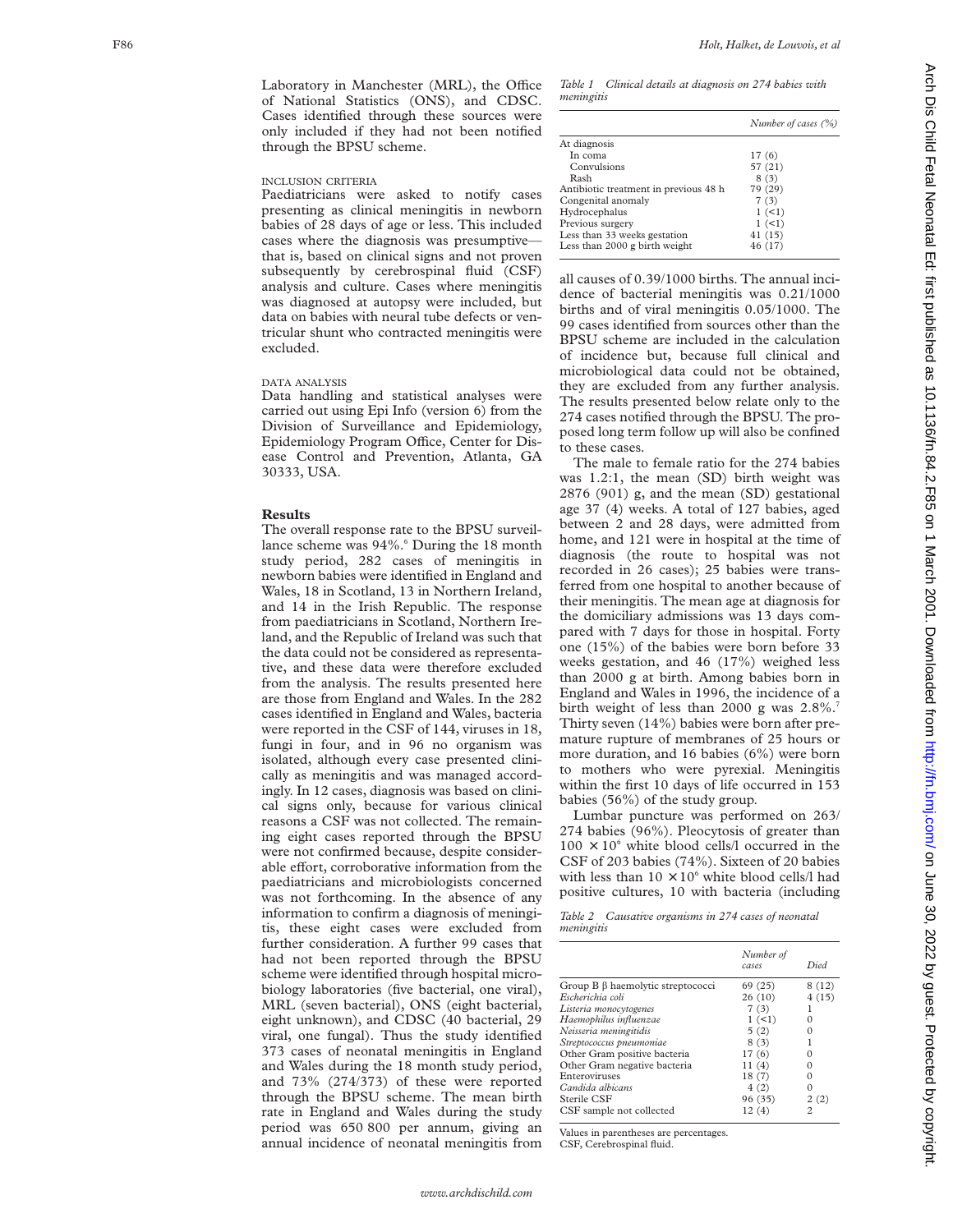Laboratory in Manchester (MRL), the Office of National Statistics (ONS), and CDSC. Cases identified through these sources were only included if they had not been notified through the BPSU scheme.

### INCLUSION CRITERIA

Paediatricians were asked to notify cases presenting as clinical meningitis in newborn babies of 28 days of age or less. This included cases where the diagnosis was presumptive—that is, based on clinical signs and not proven subsequently by cerebrospinal fluid (CSF) analysis and culture. Cases where meningitis was diagnosed at autopsy were included, but data on babies with neural tube defects or ventricular shunt who contracted meningitis were excluded.

### DATA ANALYSIS

Data handling and statistical analyses were carried out using Epi Info (version 6) from the Division of Surveillance and Epidemiology, Epidemiology Program Office, Center for Disease Control and Prevention, Atlanta, GA 30333, USA.

## Results

The overall response rate to the BPSU surveillance scheme was 94%.[6] During the 18 month study period, 282 cases of meningitis in newborn babies were identified in England and Wales, 18 in Scotland, 13 in Northern Ireland, and 14 in the Irish Republic. The response from paediatricians in Scotland, Northern Ireland, and the Republic of Ireland was such that the data could not be considered as representative, and these data were therefore excluded from the analysis. The results presented here are those from England and Wales. In the 282 cases identified in England and Wales, bacteria were reported in the CSF of 144, viruses in 18, fungi in four, and in 96 no organism was isolated, although every case presented clinically as meningitis and was managed accordingly. In 12 cases, diagnosis was based on clinical signs only, because for various clinical reasons a CSF was not collected. The remaining eight cases reported through the BPSU were not confirmed because, despite considerable effort, corroborative information from the paediatricians and microbiologists concerned was not forthcoming. In the absence of any information to confirm a diagnosis of meningitis, these eight cases were excluded from further consideration. A further 99 cases that had not been reported through the BPSU scheme were identified through hospital microbiology laboratories (five bacterial, one viral), MRL (seven bacterial), ONS (eight bacterial, eight unknown), and CDSC (40 bacterial, 29 viral, one fungal). Thus the study identified 373 cases of neonatal meningitis in England and Wales during the 18 month study period, and 73% (274/373) of these were reported through the BPSU scheme. The mean birth rate in England and Wales during the study period was 650 800 per annum, giving an annual incidence of neonatal meningitis from all causes of 0.39/1000 births. The annual incidence of bacterial meningitis was 0.21/1000 births and of viral meningitis 0.05/1000. The 99 cases identified from sources other than the BPSU scheme are included in the calculation of incidence but, because full clinical and microbiological data could not be obtained, they are excluded from any further analysis. The results presented below relate only to the 274 cases notified through the BPSU. The proposed long term follow up will also be confined to these cases.

The male to female ratio for the 274 babies was 1.2:1, the mean (SD) birth weight was 2876 (901) g, and the mean (SD) gestational age 37 (4) weeks. A total of 127 babies, aged between 2 and 28 days, were admitted from home, and 121 were in hospital at the time of diagnosis (the route to hospital was not recorded in 26 cases); 25 babies were transferred from one hospital to another because of their meningitis. The mean age at diagnosis for the domiciliary admissions was 13 days compared with 7 days for those in hospital. Forty one (15%) of the babies were born before 33 weeks gestation, and 46 (17%) weighed less than 2000 g at birth. Among babies born in England and Wales in 1996, the incidence of a birth weight of less than 2000 g was 2.8%.[7] Thirty seven (14%) babies were born after premature rupture of membranes of 25 hours or more duration, and 16 babies (6%) were born to mothers who were pyrexial. Meningitis within the first 10 days of life occurred in 153 babies (56%) of the study group.

Lumbar puncture was performed on 263/274 babies (96%). Pleocytosis of greater than $100 \times 10^6$ white blood cells/l occurred in the CSF of 203 babies (74%). Sixteen of 20 babies with less than $10 \times 10^6$ white blood cells/l had positive cultures, 10 with bacteria (including

*Table 1 Clinical details at diagnosis on 274 babies with meningitis*

| | Number of cases (%) |
|---|---|
| At diagnosis | |
| In coma | 17 (6) |
| Convulsions | 57 (21) |
| Rash | 8 (3) |
| Antibiotic treatment in previous 48 h | 79 (29) |
| Congenital anomaly | 7 (3) |
| Hydrocephalus | 1 (<1) |
| Previous surgery | 1 (<1) |
| Less than 33 weeks gestation | 41 (15) |
| Less than 2000 g birth weight | 46 (17) |

*Table 2 Causative organisms in 274 cases of neonatal meningitis*

| | Number of cases | Died |
|---|---|---|
| Group B β haemolytic streptococci | 69 (25) | 8 (12) |
| *Escherichia coli* | 26 (10) | 4 (15) |
| *Listeria monocytogenes* | 7 (3) | 1 |
| *Haemophilus influenzae* | 1 (<1) | 0 |
| *Neisseria meningitidis* | 5 (2) | 0 |
| *Streptococcus pneumoniae* | 8 (3) | 1 |
| Other Gram positive bacteria | 17 (6) | 0 |
| Other Gram negative bacteria | 11 (4) | 0 |
| Enteroviruses | 18 (7) | 0 |
| *Candida albicans* | 4 (2) | 0 |
| Sterile CSF | 96 (35) | 2 (2) |
| CSF sample not collected | 12 (4) | 2 |

Values in parentheses are percentages.
CSF, Cerebrospinal fluid.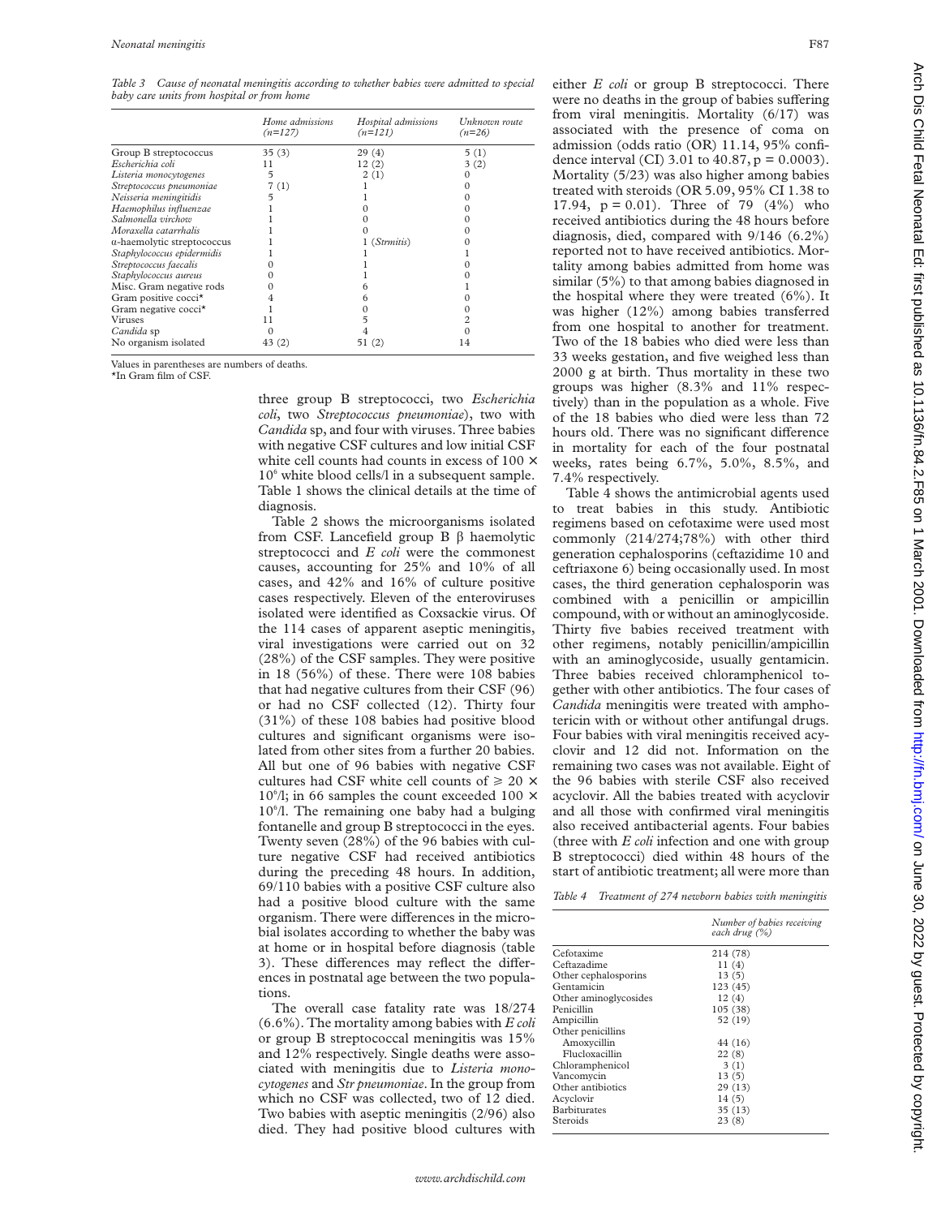*Table 3 Cause of neonatal meningitis according to whether babies were admitted to special baby care units from hospital or from home*

| | Home admissions (n=127) | Hospital admissions (n=121) | Unknown route (n=26) |
|---|---|---|---|
| Group B streptococcus | 35 (3) | 29 (4) | 5 (1) |
| *Escherichia coli* | 11 | 12 (2) | 3 (2) |
| *Listeria monocytogenes* | 5 | 2 (1) | 0 |
| *Streptococcus pneumoniae* | 7 (1) | 1 | 0 |
| *Neisseria meningitidis* | 5 | 1 | 0 |
| *Haemophilus influenzae* | 1 | 0 | 0 |
| *Salmonella virchow* | 1 | 0 | 0 |
| *Moraxella catarrhalis* | 1 | 0 | 0 |
| α-haemolytic streptococcus | 1 | 1 (*Str mitis*) | 0 |
| *Staphylococcus epidermidis* | 1 | 1 | 1 |
| *Streptococcus faecalis* | 0 | 1 | 0 |
| *Staphylococcus aureus* | 0 | 1 | 0 |
| Misc. Gram negative rods | 0 | 6 | 1 |
| Gram positive cocci* | 4 | 6 | 0 |
| Gram negative cocci* | 1 | 0 | 0 |
| Viruses | 11 | 5 | 2 |
| *Candida* sp | 0 | 4 | 0 |
| No organism isolated | 43 (2) | 51 (2) | 14 |

Values in parentheses are numbers of deaths.
*In Gram film of CSF.

three group B streptococci, two *Escherichia coli*, two *Streptococcus pneumoniae*), two with *Candida* sp, and four with viruses. Three babies with negative CSF cultures and low initial CSF white cell counts had counts in excess of $100 \times 10^6$ white blood cells/l in a subsequent sample. Table 1 shows the clinical details at the time of diagnosis.

Table 2 shows the microorganisms isolated from CSF. Lancefield group B β haemolytic streptococci and *E coli* were the commonest causes, accounting for 25% and 10% of all cases, and 42% and 16% of culture positive cases respectively. Eleven of the enteroviruses isolated were identified as Coxsackie virus. Of the 114 cases of apparent aseptic meningitis, viral investigations were carried out on 32 (28%) of the CSF samples. They were positive in 18 (56%) of these. There were 108 babies that had negative cultures from their CSF (96) or had no CSF collected (12). Thirty four (31%) of these 108 babies had positive blood cultures and significant organisms were isolated from other sites from a further 20 babies. All but one of 96 babies with negative CSF cultures had CSF white cell counts of $\geq 20 \times 10^6$/l; in 66 samples the count exceeded $100 \times 10^6$/l. The remaining one baby had a bulging fontanelle and group B streptococci in the eyes. Twenty seven (28%) of the 96 babies with culture negative CSF had received antibiotics during the preceding 48 hours. In addition, 69/110 babies with a positive CSF culture also had a positive blood culture with the same organism. There were differences in the microbial isolates according to whether the baby was at home or in hospital before diagnosis (table 3). These differences may reflect the differences in postnatal age between the two populations.

The overall case fatality rate was 18/274 (6.6%). The mortality among babies with *E coli* or group B streptococcal meningitis was 15% and 12% respectively. Single deaths were associated with meningitis due to *Listeria monocytogenes* and *Str pneumoniae*. In the group from which no CSF was collected, two of 12 died. Two babies with aseptic meningitis (2/96) also died. They had positive blood cultures with either *E coli* or group B streptococci. There were no deaths in the group of babies suffering from viral meningitis. Mortality (6/17) was associated with the presence of coma on admission (odds ratio (OR) 11.14, 95% confidence interval (CI) 3.01 to 40.87, $p = 0.0003$). Mortality (5/23) was also higher among babies treated with steroids (OR 5.09, 95% CI 1.38 to 17.94, $p = 0.01$). Three of 79 (4%) who received antibiotics during the 48 hours before diagnosis, died, compared with 9/146 (6.2%) reported not to have received antibiotics. Mortality among babies admitted from home was similar (5%) to that among babies diagnosed in the hospital where they were treated (6%). It was higher (12%) among babies transferred from one hospital to another for treatment. Two of the 18 babies who died were less than 33 weeks gestation, and five weighed less than 2000 g at birth. Thus mortality in these two groups was higher (8.3% and 11% respectively) than in the population as a whole. Five of the 18 babies who died were less than 72 hours old. There was no significant difference in mortality for each of the four postnatal weeks, rates being 6.7%, 5.0%, 8.5%, and 7.4% respectively.

Table 4 shows the antimicrobial agents used to treat babies in this study. Antibiotic regimens based on cefotaxime were used most commonly (214/274;78%) with other third generation cephalosporins (ceftazidime 10 and ceftriaxone 6) being occasionally used. In most cases, the third generation cephalosporin was combined with a penicillin or ampicillin compound, with or without an aminoglycoside. Thirty five babies received treatment with other regimens, notably penicillin/ampicillin with an aminoglycoside, usually gentamicin. Three babies received chloramphenicol together with other antibiotics. The four cases of *Candida* meningitis were treated with amphotericin with or without other antifungal drugs. Four babies with viral meningitis received acyclovir and 12 did not. Information on the remaining two cases was not available. Eight of the 96 babies with sterile CSF also received acyclovir. All the babies treated with acyclovir and all those with confirmed viral meningitis also received antibacterial agents. Four babies (three with *E coli* infection and one with group B streptococci) died within 48 hours of the start of antibiotic treatment; all were more than

*Table 4 Treatment of 274 newborn babies with meningitis*

| | Number of babies receiving each drug (%) |
|---|---|
| Cefotaxime | 214 (78) |
| Ceftazadime | 11 (4) |
| Other cephalosporins | 13 (5) |
| Gentamicin | 123 (45) |
| Other aminoglycosides | 12 (4) |
| Penicillin | 105 (38) |
| Ampicillin | 52 (19) |
| Other penicillins | |
| Amoxycillin | 44 (16) |
| Flucloxacillin | 22 (8) |
| Chloramphenicol | 3 (1) |
| Vancomycin | 13 (5) |
| Other antibiotics | 29 (13) |
| Acyclovir | 14 (5) |
| Barbiturates | 35 (13) |
| Steroids | 23 (8) |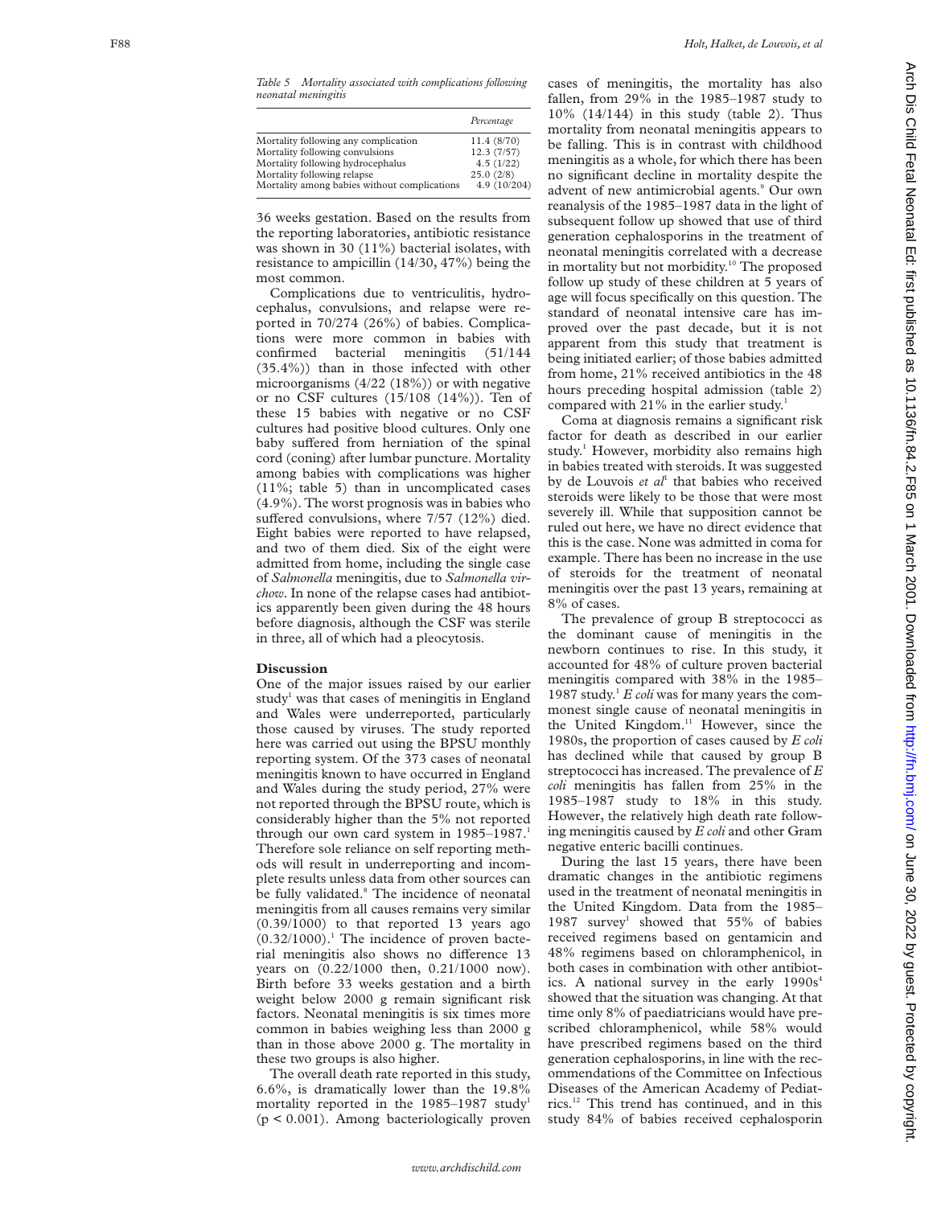*Table 5 Mortality associated with complications following neonatal meningitis*

| | Percentage |
|---|---|
| Mortality following any complication | 11.4 (8/70) |
| Mortality following convulsions | 12.3 (7/57) |
| Mortality following hydrocephalus | 4.5 (1/22) |
| Mortality following relapse | 25.0 (2/8) |
| Mortality among babies without complications | 4.9 (10/204) |

36 weeks gestation. Based on the results from the reporting laboratories, antibiotic resistance was shown in 30 (11%) bacterial isolates, with resistance to ampicillin (14/30, 47%) being the most common.

Complications due to ventriculitis, hydrocephalus, convulsions, and relapse were reported in 70/274 (26%) of babies. Complications were more common in babies with confirmed bacterial meningitis (51/144 (35.4%)) than in those infected with other microorganisms (4/22 (18%)) or with negative or no CSF cultures (15/108 (14%)). Ten of these 15 babies with negative or no CSF cultures had positive blood cultures. Only one baby suffered from herniation of the spinal cord (coning) after lumbar puncture. Mortality among babies with complications was higher (11%; table 5) than in uncomplicated cases (4.9%). The worst prognosis was in babies who suffered convulsions, where 7/57 (12%) died. Eight babies were reported to have relapsed, and two of them died. Six of the eight were admitted from home, including the single case of *Salmonella* meningitis, due to *Salmonella virchow*. In none of the relapse cases had antibiotics apparently been given during the 48 hours before diagnosis, although the CSF was sterile in three, all of which had a pleocytosis.

## Discussion

One of the major issues raised by our earlier study[1] was that cases of meningitis in England and Wales were underreported, particularly those caused by viruses. The study reported here was carried out using the BPSU monthly reporting system. Of the 373 cases of neonatal meningitis known to have occurred in England and Wales during the study period, 27% were not reported through the BPSU route, which is considerably higher than the 5% not reported through our own card system in 1985–1987.[1] Therefore sole reliance on self reporting methods will result in underreporting and incomplete results unless data from other sources can be fully validated.[8] The incidence of neonatal meningitis from all causes remains very similar (0.39/1000) to that reported 13 years ago (0.32/1000).[1] The incidence of proven bacterial meningitis also shows no difference 13 years on (0.22/1000 then, 0.21/1000 now). Birth before 33 weeks gestation and a birth weight below 2000 g remain significant risk factors. Neonatal meningitis is six times more common in babies weighing less than 2000 g than in those above 2000 g. The mortality in these two groups is also higher.

The overall death rate reported in this study, 6.6%, is dramatically lower than the 19.8% mortality reported in the 1985–1987 study[1] ($p < 0.001$). Among bacteriologically proven cases of meningitis, the mortality has also fallen, from 29% in the 1985–1987 study to 10% (14/144) in this study (table 2). Thus mortality from neonatal meningitis appears to be falling. This is in contrast with childhood meningitis as a whole, for which there has been no significant decline in mortality despite the advent of new antimicrobial agents.[9] Our own reanalysis of the 1985–1987 data in the light of subsequent follow up showed that use of third generation cephalosporins in the treatment of neonatal meningitis correlated with a decrease in mortality but not morbidity.[10] The proposed follow up study of these children at 5 years of age will focus specifically on this question. The standard of neonatal intensive care has improved over the past decade, but it is not apparent from this study that treatment is being initiated earlier; of those babies admitted from home, 21% received antibiotics in the 48 hours preceding hospital admission (table 2) compared with 21% in the earlier study.[1]

Coma at diagnosis remains a significant risk factor for death as described in our earlier study.[1] However, morbidity also remains high in babies treated with steroids. It was suggested by de Louvois *et al*[1] that babies who received steroids were likely to be those that were most severely ill. While that supposition cannot be ruled out here, we have no direct evidence that this is the case. None was admitted in coma for example. There has been no increase in the use of steroids for the treatment of neonatal meningitis over the past 13 years, remaining at 8% of cases.

The prevalence of group B streptococci as the dominant cause of meningitis in the newborn continues to rise. In this study, it accounted for 48% of culture proven bacterial meningitis compared with 38% in the 1985–1987 study.[1] *E coli* was for many years the commonest single cause of neonatal meningitis in the United Kingdom.[11] However, since the 1980s, the proportion of cases caused by *E coli* has declined while that caused by group B streptococci has increased. The prevalence of *E coli* meningitis has fallen from 25% in the 1985–1987 study to 18% in this study. However, the relatively high death rate following meningitis caused by *E coli* and other Gram negative enteric bacilli continues.

During the last 15 years, there have been dramatic changes in the antibiotic regimens used in the treatment of neonatal meningitis in the United Kingdom. Data from the 1985–1987 survey[1] showed that 55% of babies received regimens based on gentamicin and 48% regimens based on chloramphenicol, in both cases in combination with other antibiotics. A national survey in the early 1990s[4] showed that the situation was changing. At that time only 8% of paediatricians would have prescribed chloramphenicol, while 58% would have prescribed regimens based on the third generation cephalosporins, in line with the recommendations of the Committee on Infectious Diseases of the American Academy of Pediatrics.[12] This trend has continued, and in this study 84% of babies received cephalosporin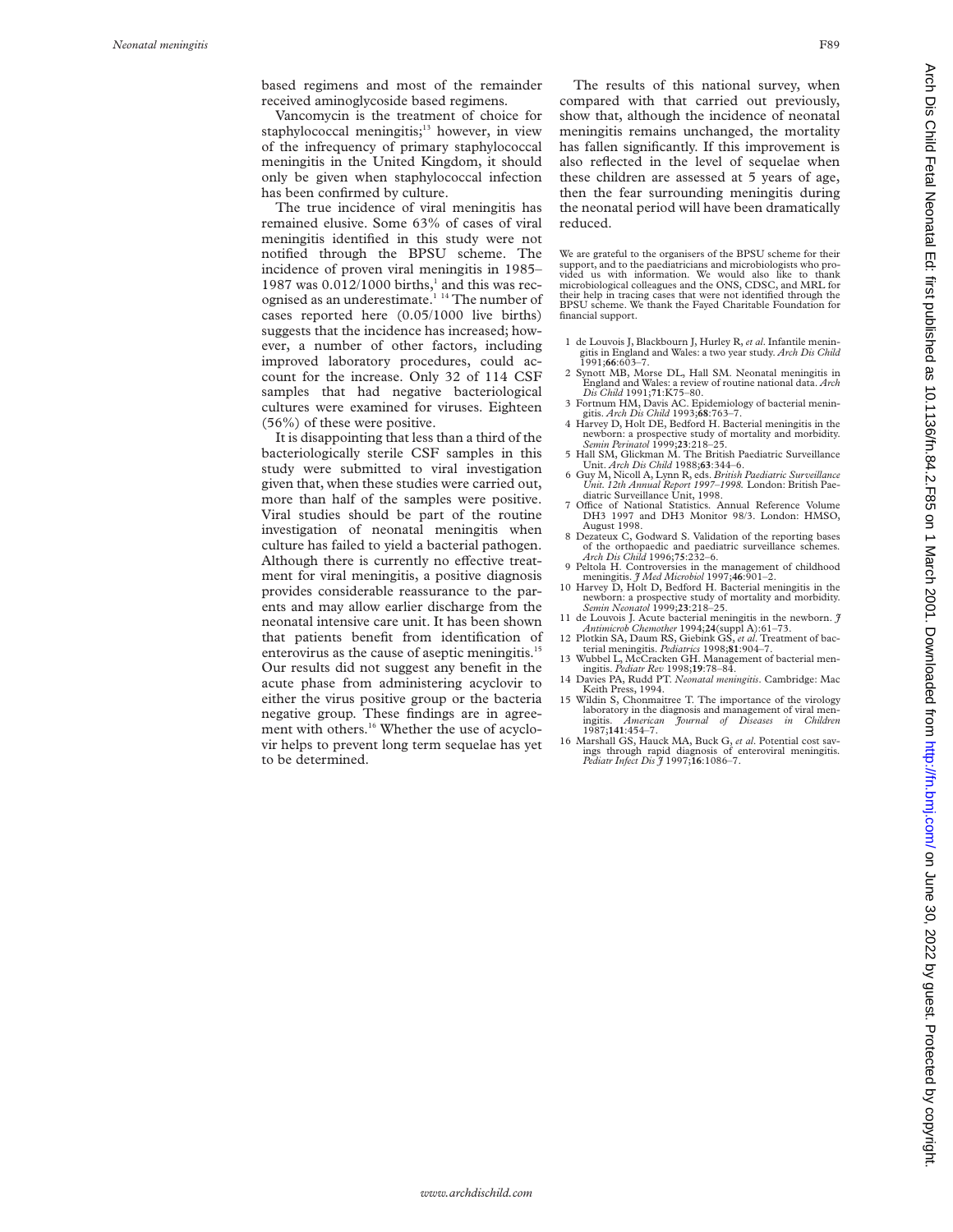based regimens and most of the remainder received aminoglycoside based regimens.

Vancomycin is the treatment of choice for staphylococcal meningitis;[13] however, in view of the infrequency of primary staphylococcal meningitis in the United Kingdom, it should only be given when staphylococcal infection has been confirmed by culture.

The true incidence of viral meningitis has remained elusive. Some 63% of cases of viral meningitis identified in this study were not notified through the BPSU scheme. The incidence of proven viral meningitis in 1985–1987 was 0.012/1000 births,[1] and this was recognised as an underestimate.[1 14] The number of cases reported here (0.05/1000 live births) suggests that the incidence has increased; however, a number of other factors, including improved laboratory procedures, could account for the increase. Only 32 of 114 CSF samples that had negative bacteriological cultures were examined for viruses. Eighteen (56%) of these were positive.

It is disappointing that less than a third of the bacteriologically sterile CSF samples in this study were submitted to viral investigation given that, when these studies were carried out, more than half of the samples were positive. Viral studies should be part of the routine investigation of neonatal meningitis when culture has failed to yield a bacterial pathogen. Although there is currently no effective treatment for viral meningitis, a positive diagnosis provides considerable reassurance to the parents and may allow earlier discharge from the neonatal intensive care unit. It has been shown that patients benefit from identification of enterovirus as the cause of aseptic meningitis.[15] Our results did not suggest any benefit in the acute phase from administering acyclovir to either the virus positive group or the bacteria negative group. These findings are in agreement with others.[16] Whether the use of acyclovir helps to prevent long term sequelae has yet to be determined.

The results of this national survey, when compared with that carried out previously, show that, although the incidence of neonatal meningitis remains unchanged, the mortality has fallen significantly. If this improvement is also reflected in the level of sequelae when these children are assessed at 5 years of age, then the fear surrounding meningitis during the neonatal period will have been dramatically reduced.

We are grateful to the organisers of the BPSU scheme for their support, and to the paediatricians and microbiologists who provided us with information. We would also like to thank microbiological colleagues and the ONS, CDSC, and MRL for their help in tracing cases that were not identified through the BPSU scheme. We thank the Fayed Charitable Foundation for financial support.

1. de Louvois J, Blackbourn J, Hurley R, *et al*. Infantile meningitis in England and Wales: a two year study. *Arch Dis Child* 1991;**66**:603–7.
2. Synott MB, Morse DL, Hall SM. Neonatal meningitis in England and Wales: a review of routine national data. *Arch Dis Child* 1991;**71**:K75–80.
3. Fortnum HM, Davis AC. Epidemiology of bacterial meningitis. *Arch Dis Child* 1993;**68**:763–7.
4. Harvey D, Holt DE, Bedford H. Bacterial meningitis in the newborn: a prospective study of mortality and morbidity. *Semin Perinatol* 1999;**23**:218–25.
5. Hall SM, Glickman M. The British Paediatric Surveillance Unit. *Arch Dis Child* 1988;**63**:344–6.
6. Guy M, Nicoll A, Lynn R, eds. *British Paediatric Surveillance Unit. 12th Annual Report 1997–1998.* London: British Paediatric Surveillance Unit, 1998.
7. Office of National Statistics. Annual Reference Volume DH3 1997 and DH3 Monitor 98/3. London: HMSO, August 1998.
8. Dezateux C, Godward S. Validation of the reporting bases of the orthopaedic and paediatric surveillance schemes. *Arch Dis Child* 1996;**75**:232–6.
9. Peltola H. Controversies in the management of childhood meningitis. *J Med Microbiol* 1997;**46**:901–2.
10. Harvey D, Holt D, Bedford H. Bacterial meningitis in the newborn: a prospective study of mortality and morbidity. *Semin Neonatol* 1999;**23**:218–25.
11. de Louvois J. Acute bacterial meningitis in the newborn. *J Antimicrob Chemother* 1994;**24**(suppl A):61–73.
12. Plotkin SA, Daum RS, Giebink GS, *et al*. Treatment of bacterial meningitis. *Pediatrics* 1998;**81**:904–7.
13. Wubbel L, McCracken GH. Management of bacterial meningitis. *Pediatr Rev* 1998;**19**:78–84.
14. Davies PA, Rudd PT. *Neonatal meningitis*. Cambridge: Mac Keith Press, 1994.
15. Wildin S, Chonmaitree T. The importance of the virology laboratory in the diagnosis and management of viral meningitis. *American Journal of Diseases in Children* 1987;**141**:454–7.
16. Marshall GS, Hauck MA, Buck G, *et al*. Potential cost savings through rapid diagnosis of enteroviral meningitis. *Pediatr Infect Dis J* 1997;**16**:1086–7.